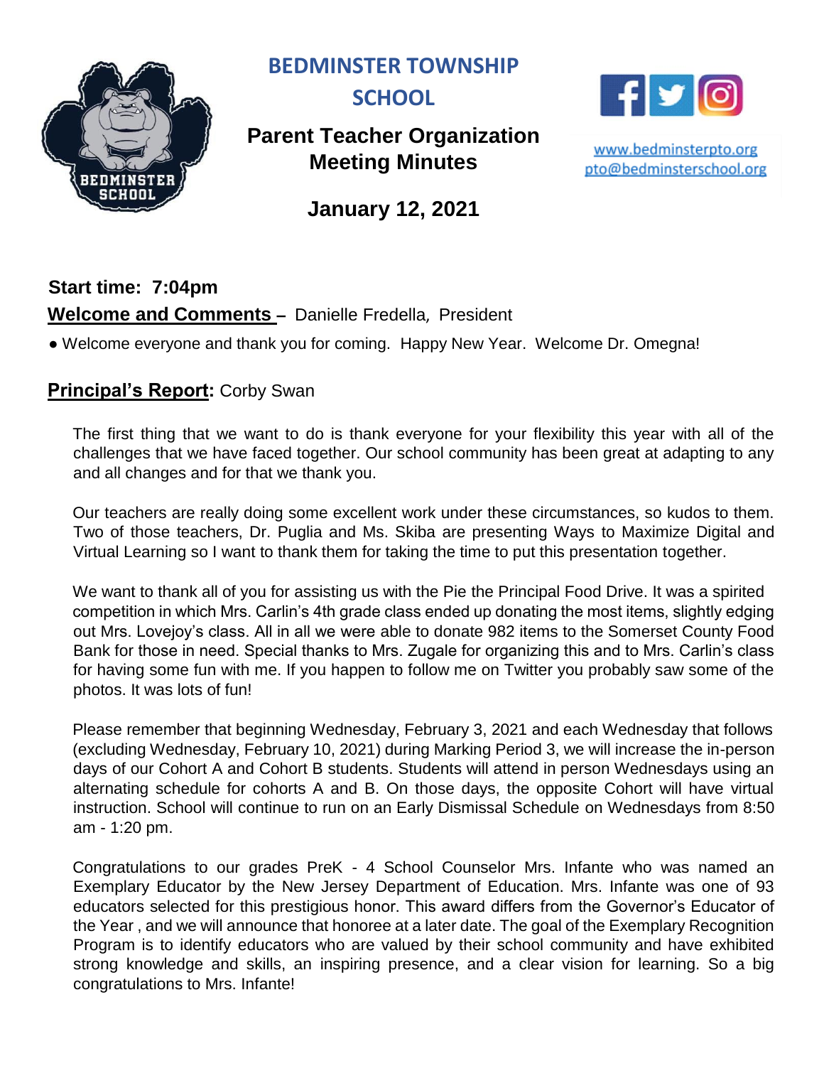# BEDMINSTER TOWNSHIP SCHOOL

## Parent Teacher Organization Meeting Minutes

www.bedminsterpto.org
pto@bedminsterschool.org

## January 12, 2021

**Start time: 7:04pm**

**Welcome and Comments –** Danielle Fredella*,* President

- Welcome everyone and thank you for coming. Happy New Year. Welcome Dr. Omegna!

**Principal's Report:** Corby Swan

The first thing that we want to do is thank everyone for your flexibility this year with all of the challenges that we have faced together. Our school community has been great at adapting to any and all changes and for that we thank you.

Our teachers are really doing some excellent work under these circumstances, so kudos to them. Two of those teachers, Dr. Puglia and Ms. Skiba are presenting Ways to Maximize Digital and Virtual Learning so I want to thank them for taking the time to put this presentation together.

We want to thank all of you for assisting us with the Pie the Principal Food Drive. It was a spirited competition in which Mrs. Carlin's 4th grade class ended up donating the most items, slightly edging out Mrs. Lovejoy's class. All in all we were able to donate 982 items to the Somerset County Food Bank for those in need. Special thanks to Mrs. Zugale for organizing this and to Mrs. Carlin's class for having some fun with me. If you happen to follow me on Twitter you probably saw some of the photos. It was lots of fun!

Please remember that beginning Wednesday, February 3, 2021 and each Wednesday that follows (excluding Wednesday, February 10, 2021) during Marking Period 3, we will increase the in-person days of our Cohort A and Cohort B students. Students will attend in person Wednesdays using an alternating schedule for cohorts A and B. On those days, the opposite Cohort will have virtual instruction. School will continue to run on an Early Dismissal Schedule on Wednesdays from 8:50 am - 1:20 pm.

Congratulations to our grades PreK - 4 School Counselor Mrs. Infante who was named an Exemplary Educator by the New Jersey Department of Education. Mrs. Infante was one of 93 educators selected for this prestigious honor. This award differs from the Governor's Educator of the Year , and we will announce that honoree at a later date. The goal of the Exemplary Recognition Program is to identify educators who are valued by their school community and have exhibited strong knowledge and skills, an inspiring presence, and a clear vision for learning. So a big congratulations to Mrs. Infante!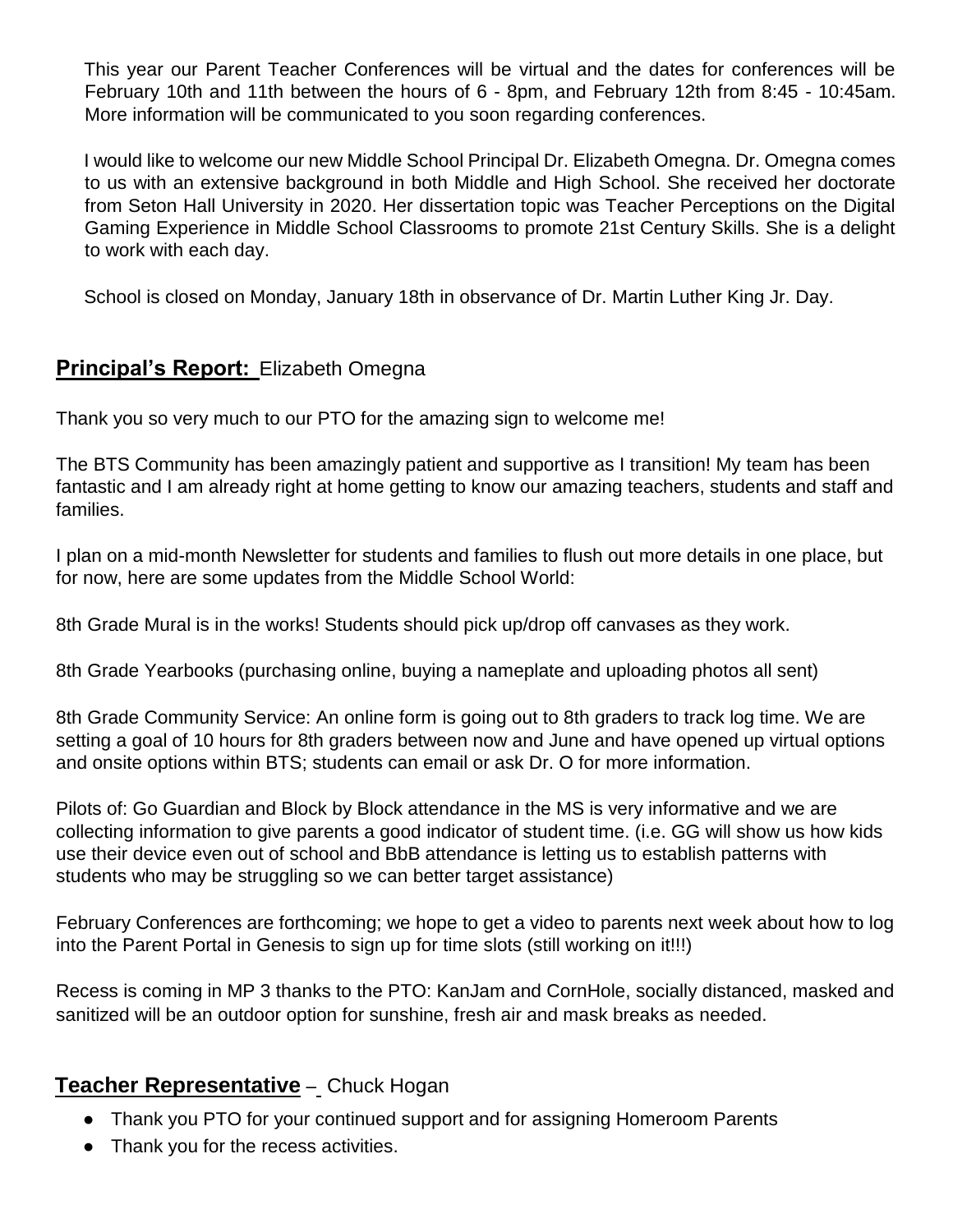This year our Parent Teacher Conferences will be virtual and the dates for conferences will be February 10th and 11th between the hours of 6 - 8pm, and February 12th from 8:45 - 10:45am. More information will be communicated to you soon regarding conferences.

I would like to welcome our new Middle School Principal Dr. Elizabeth Omegna. Dr. Omegna comes to us with an extensive background in both Middle and High School. She received her doctorate from Seton Hall University in 2020. Her dissertation topic was Teacher Perceptions on the Digital Gaming Experience in Middle School Classrooms to promote 21st Century Skills. She is a delight to work with each day.

School is closed on Monday, January 18th in observance of Dr. Martin Luther King Jr. Day.

## **Principal's Report:** Elizabeth Omegna

Thank you so very much to our PTO for the amazing sign to welcome me!

The BTS Community has been amazingly patient and supportive as I transition! My team has been fantastic and I am already right at home getting to know our amazing teachers, students and staff and families.

I plan on a mid-month Newsletter for students and families to flush out more details in one place, but for now, here are some updates from the Middle School World:

8th Grade Mural is in the works! Students should pick up/drop off canvases as they work.

8th Grade Yearbooks (purchasing online, buying a nameplate and uploading photos all sent)

8th Grade Community Service: An online form is going out to 8th graders to track log time. We are setting a goal of 10 hours for 8th graders between now and June and have opened up virtual options and onsite options within BTS; students can email or ask Dr. O for more information.

Pilots of: Go Guardian and Block by Block attendance in the MS is very informative and we are collecting information to give parents a good indicator of student time. (i.e. GG will show us how kids use their device even out of school and BbB attendance is letting us to establish patterns with students who may be struggling so we can better target assistance)

February Conferences are forthcoming; we hope to get a video to parents next week about how to log into the Parent Portal in Genesis to sign up for time slots (still working on it!!!)

Recess is coming in MP 3 thanks to the PTO: KanJam and CornHole, socially distanced, masked and sanitized will be an outdoor option for sunshine, fresh air and mask breaks as needed.

## **Teacher Representative** – Chuck Hogan

- Thank you PTO for your continued support and for assigning Homeroom Parents
- Thank you for the recess activities.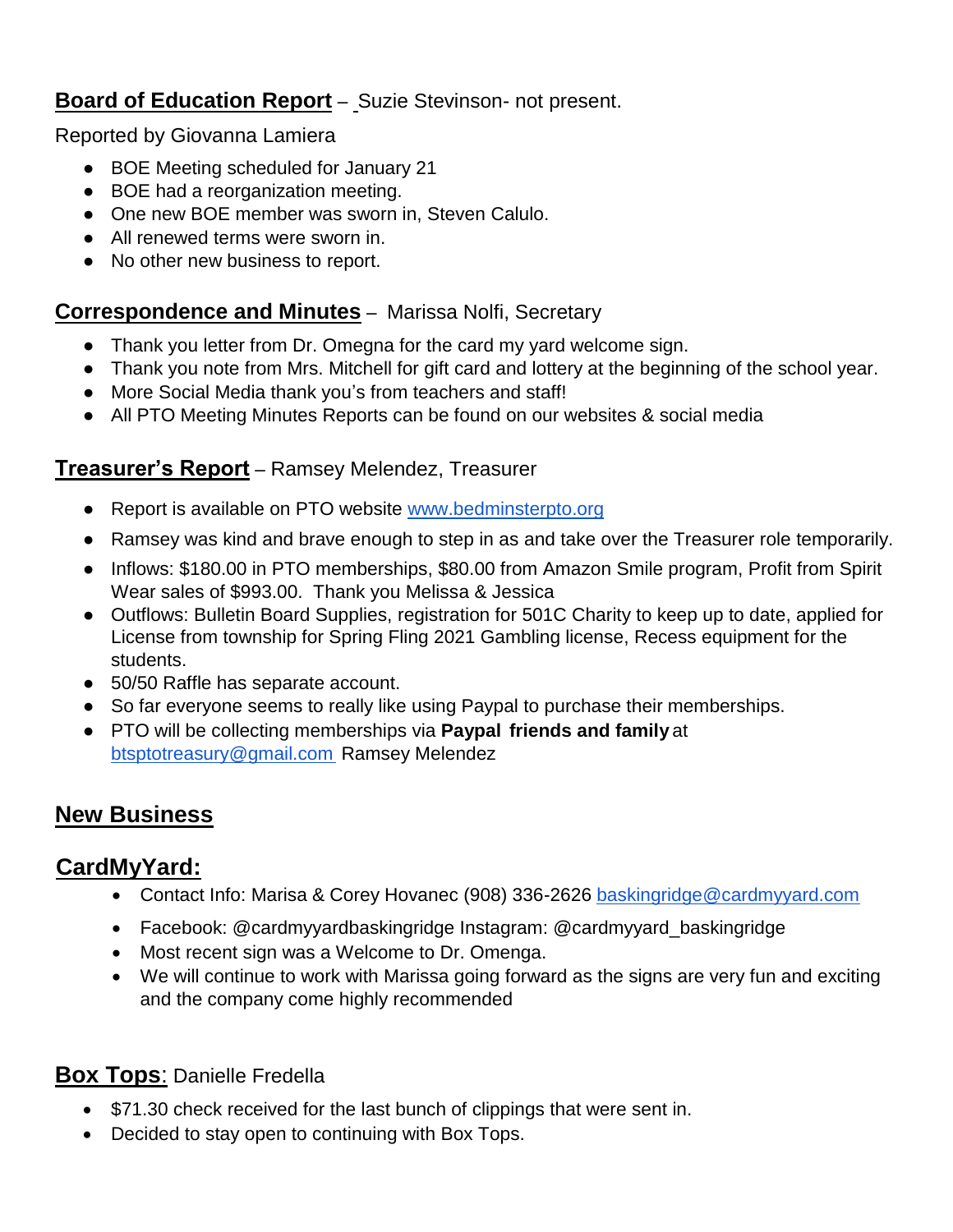**Board of Education Report** – Suzie Stevinson- not present.

Reported by Giovanna Lamiera

- BOE Meeting scheduled for January 21
- BOE had a reorganization meeting.
- One new BOE member was sworn in, Steven Calulo.
- All renewed terms were sworn in.
- No other new business to report.

**Correspondence and Minutes** – Marissa Nolfi, Secretary

- Thank you letter from Dr. Omegna for the card my yard welcome sign.
- Thank you note from Mrs. Mitchell for gift card and lottery at the beginning of the school year.
- More Social Media thank you's from teachers and staff!
- All PTO Meeting Minutes Reports can be found on our websites & social media

**Treasurer's Report** – Ramsey Melendez, Treasurer

- Report is available on PTO website www.bedminsterpto.org
- Ramsey was kind and brave enough to step in as and take over the Treasurer role temporarily.
- Inflows: $180.00 in PTO memberships, $80.00 from Amazon Smile program, Profit from Spirit Wear sales of $993.00. Thank you Melissa & Jessica
- Outflows: Bulletin Board Supplies, registration for 501C Charity to keep up to date, applied for License from township for Spring Fling 2021 Gambling license, Recess equipment for the students.
- 50/50 Raffle has separate account.
- So far everyone seems to really like using Paypal to purchase their memberships.
- PTO will be collecting memberships via **Paypal friends and family** at btsptotreasury@gmail.com Ramsey Melendez

## New Business

### CardMyYard:

- Contact Info: Marisa & Corey Hovanec (908) 336-2626 baskingridge@cardmyyard.com
- Facebook: @cardmyyardbaskingridge Instagram: @cardmyyard_baskingridge
- Most recent sign was a Welcome to Dr. Omenga.
- We will continue to work with Marissa going forward as the signs are very fun and exciting and the company come highly recommended

**Box Tops**: Danielle Fredella

- $71.30 check received for the last bunch of clippings that were sent in.
- Decided to stay open to continuing with Box Tops.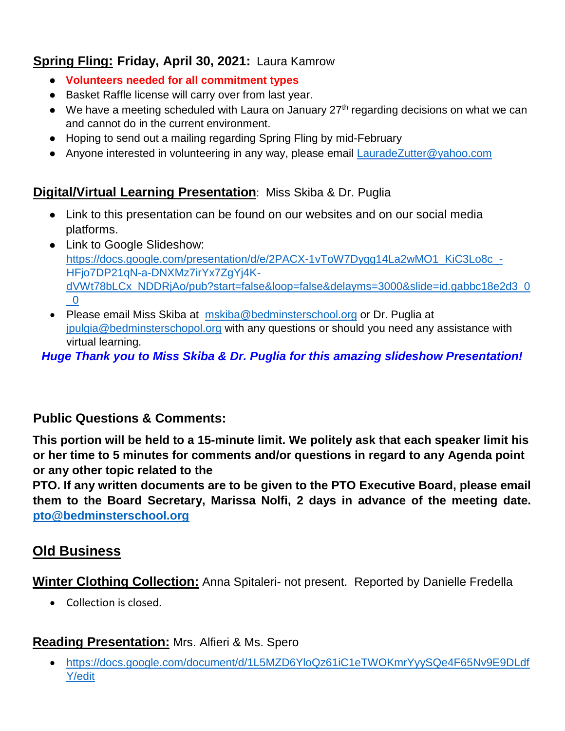**<u>Spring Fling:</u> Friday, April 30, 2021:** Laura Kamrow

- **Volunteers needed for all commitment types**
- Basket Raffle license will carry over from last year.
- We have a meeting scheduled with Laura on January 27th regarding decisions on what we can and cannot do in the current environment.
- Hoping to send out a mailing regarding Spring Fling by mid-February
- Anyone interested in volunteering in any way, please email LauradeZutter@yahoo.com

**<u>Digital/Virtual Learning Presentation</u>**: Miss Skiba & Dr. Puglia

- Link to this presentation can be found on our websites and on our social media platforms.
- Link to Google Slideshow: https://docs.google.com/presentation/d/e/2PACX-1vToW7Dygg14La2wMO1_KiC3Lo8c_-HFjo7DP21qN-a-DNXMz7irYx7ZgYj4K-dVWt78bLCx_NDDRjAo/pub?start=false&loop=false&delayms=3000&slide=id.gabbc18e2d3_0_0
- Please email Miss Skiba at mskiba@bedminsterschool.org or Dr. Puglia at jpulgia@bedminsterschopol.org with any questions or should you need any assistance with virtual learning.

***Huge Thank you to Miss Skiba & Dr. Puglia for this amazing slideshow Presentation!***

**Public Questions & Comments:**

**This portion will be held to a 15-minute limit. We politely ask that each speaker limit his or her time to 5 minutes for comments and/or questions in regard to any Agenda point or any other topic related to the PTO. If any written documents are to be given to the PTO Executive Board, please email them to the Board Secretary, Marissa Nolfi, 2 days in advance of the meeting date. pto@bedminsterschool.org**

## <u>Old Business</u>

**<u>Winter Clothing Collection:</u>** Anna Spitaleri- not present. Reported by Danielle Fredella

- Collection is closed.

**<u>Reading Presentation:</u>** Mrs. Alfieri & Ms. Spero

- https://docs.google.com/document/d/1L5MZD6YloQz61iC1eTWOKmrYyySQe4F65Nv9E9DLdfY/edit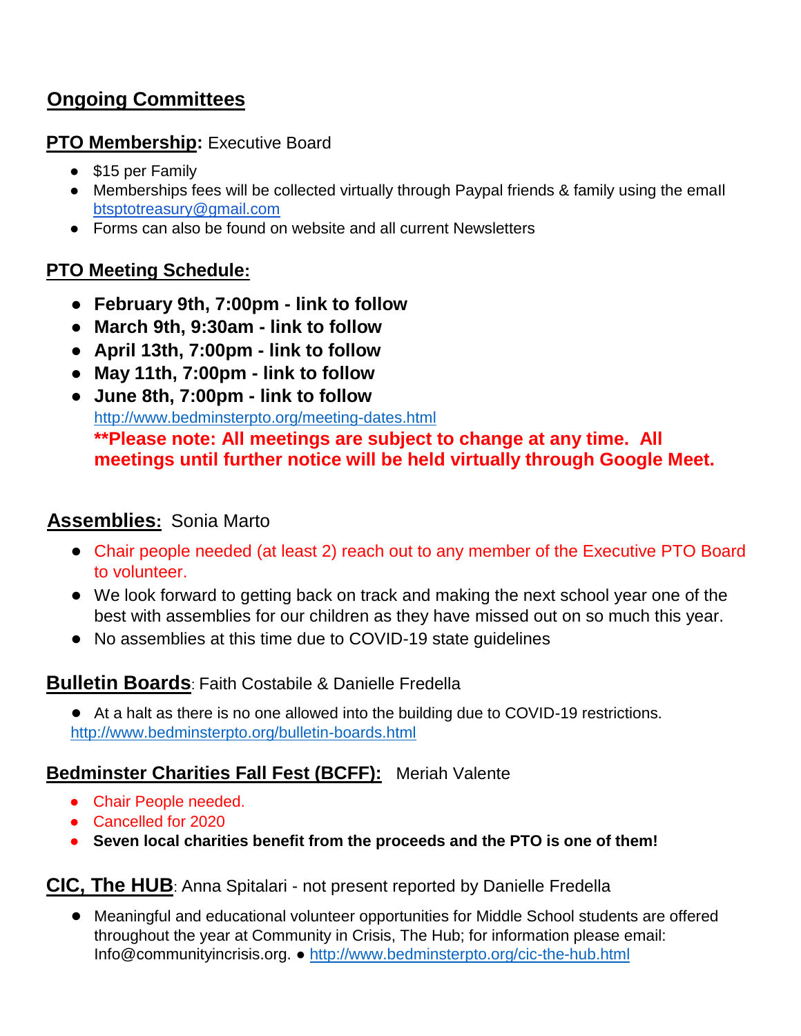## Ongoing Committees

**PTO Membership:** Executive Board

- $15 per Family
- Memberships fees will be collected virtually through Paypal friends & family using the emaIl btsptotreasury@gmail.com
- Forms can also be found on website and all current Newsletters

**PTO Meeting Schedule:**

- **February 9th, 7:00pm - link to follow**
- **March 9th, 9:30am - link to follow**
- **April 13th, 7:00pm - link to follow**
- **May 11th, 7:00pm - link to follow**
- **June 8th, 7:00pm - link to follow**
  http://www.bedminsterpto.org/meeting-dates.html
  **Please note: All meetings are subject to change at any time. All meetings until further notice will be held virtually through Google Meet.**

**Assemblies:** Sonia Marto

- Chair people needed (at least 2) reach out to any member of the Executive PTO Board to volunteer.
- We look forward to getting back on track and making the next school year one of the best with assemblies for our children as they have missed out on so much this year.
- No assemblies at this time due to COVID-19 state guidelines

**Bulletin Boards**: Faith Costabile & Danielle Fredella

- At a halt as there is no one allowed into the building due to COVID-19 restrictions.

http://www.bedminsterpto.org/bulletin-boards.html

**Bedminster Charities Fall Fest (BCFF):** Meriah Valente

- Chair People needed.
- Cancelled for 2020
- **Seven local charities benefit from the proceeds and the PTO is one of them!**

**CIC, The HUB**: Anna Spitalari - not present reported by Danielle Fredella

- Meaningful and educational volunteer opportunities for Middle School students are offered throughout the year at Community in Crisis, The Hub; for information please email: Info@communityincrisis.org. ● http://www.bedminsterpto.org/cic-the-hub.html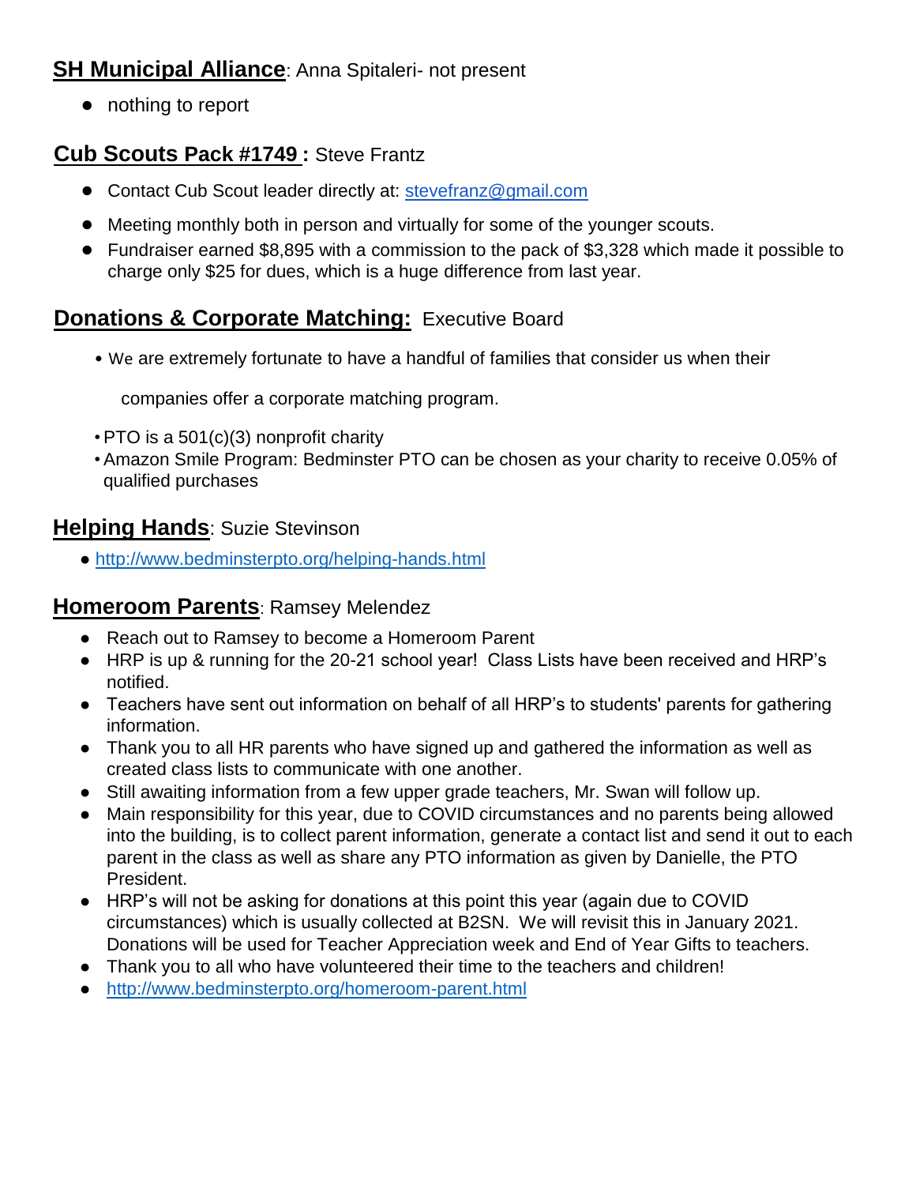**SH Municipal Alliance**: Anna Spitaleri- not present

- nothing to report

**Cub Scouts Pack #1749 :** Steve Frantz

- Contact Cub Scout leader directly at: stevefranz@gmail.com
- Meeting monthly both in person and virtually for some of the younger scouts.
- Fundraiser earned $8,895 with a commission to the pack of $3,328 which made it possible to charge only $25 for dues, which is a huge difference from last year.

**Donations & Corporate Matching:** Executive Board

- We are extremely fortunate to have a handful of families that consider us when their companies offer a corporate matching program.
- PTO is a 501(c)(3) nonprofit charity
- Amazon Smile Program: Bedminster PTO can be chosen as your charity to receive 0.05% of qualified purchases

**Helping Hands**: Suzie Stevinson

- http://www.bedminsterpto.org/helping-hands.html

**Homeroom Parents**: Ramsey Melendez

- Reach out to Ramsey to become a Homeroom Parent
- HRP is up & running for the 20-21 school year! Class Lists have been received and HRP's notified.
- Teachers have sent out information on behalf of all HRP's to students' parents for gathering information.
- Thank you to all HR parents who have signed up and gathered the information as well as created class lists to communicate with one another.
- Still awaiting information from a few upper grade teachers, Mr. Swan will follow up.
- Main responsibility for this year, due to COVID circumstances and no parents being allowed into the building, is to collect parent information, generate a contact list and send it out to each parent in the class as well as share any PTO information as given by Danielle, the PTO President.
- HRP's will not be asking for donations at this point this year (again due to COVID circumstances) which is usually collected at B2SN. We will revisit this in January 2021. Donations will be used for Teacher Appreciation week and End of Year Gifts to teachers.
- Thank you to all who have volunteered their time to the teachers and children!
- http://www.bedminsterpto.org/homeroom-parent.html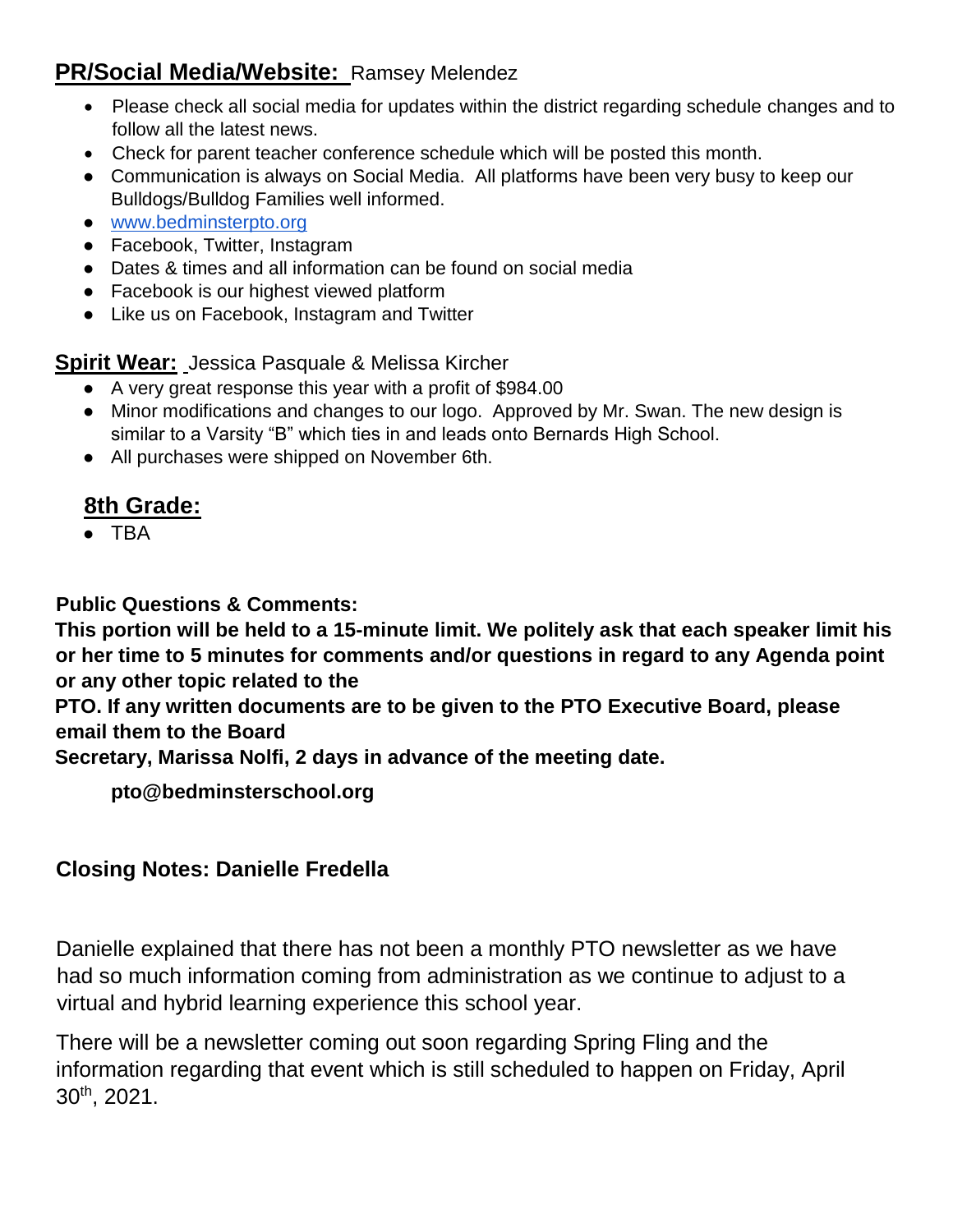**PR/Social Media/Website:** Ramsey Melendez

- Please check all social media for updates within the district regarding schedule changes and to follow all the latest news.
- Check for parent teacher conference schedule which will be posted this month.
- Communication is always on Social Media. All platforms have been very busy to keep our Bulldogs/Bulldog Families well informed.
- www.bedminsterpto.org
- Facebook, Twitter, Instagram
- Dates & times and all information can be found on social media
- Facebook is our highest viewed platform
- Like us on Facebook, Instagram and Twitter

**Spirit Wear:** Jessica Pasquale & Melissa Kircher

- A very great response this year with a profit of $984.00
- Minor modifications and changes to our logo. Approved by Mr. Swan. The new design is similar to a Varsity "B" which ties in and leads onto Bernards High School.
- All purchases were shipped on November 6th.

## 8th Grade:

- TBA

**Public Questions & Comments:**

**This portion will be held to a 15-minute limit. We politely ask that each speaker limit his or her time to 5 minutes for comments and/or questions in regard to any Agenda point or any other topic related to the PTO. If any written documents are to be given to the PTO Executive Board, please email them to the Board Secretary, Marissa Nolfi, 2 days in advance of the meeting date.**

**pto@bedminsterschool.org**

**Closing Notes: Danielle Fredella**

Danielle explained that there has not been a monthly PTO newsletter as we have had so much information coming from administration as we continue to adjust to a virtual and hybrid learning experience this school year.

There will be a newsletter coming out soon regarding Spring Fling and the information regarding that event which is still scheduled to happen on Friday, April 30th, 2021.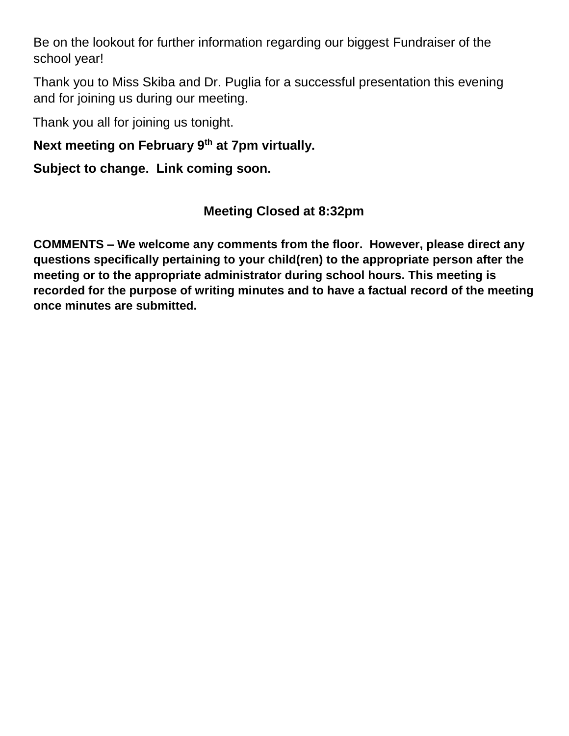Be on the lookout for further information regarding our biggest Fundraiser of the school year!

Thank you to Miss Skiba and Dr. Puglia for a successful presentation this evening and for joining us during our meeting.

Thank you all for joining us tonight.

**Next meeting on February 9th at 7pm virtually.**

**Subject to change. Link coming soon.**

**Meeting Closed at 8:32pm**

**COMMENTS – We welcome any comments from the floor. However, please direct any questions specifically pertaining to your child(ren) to the appropriate person after the meeting or to the appropriate administrator during school hours. This meeting is recorded for the purpose of writing minutes and to have a factual record of the meeting once minutes are submitted.**